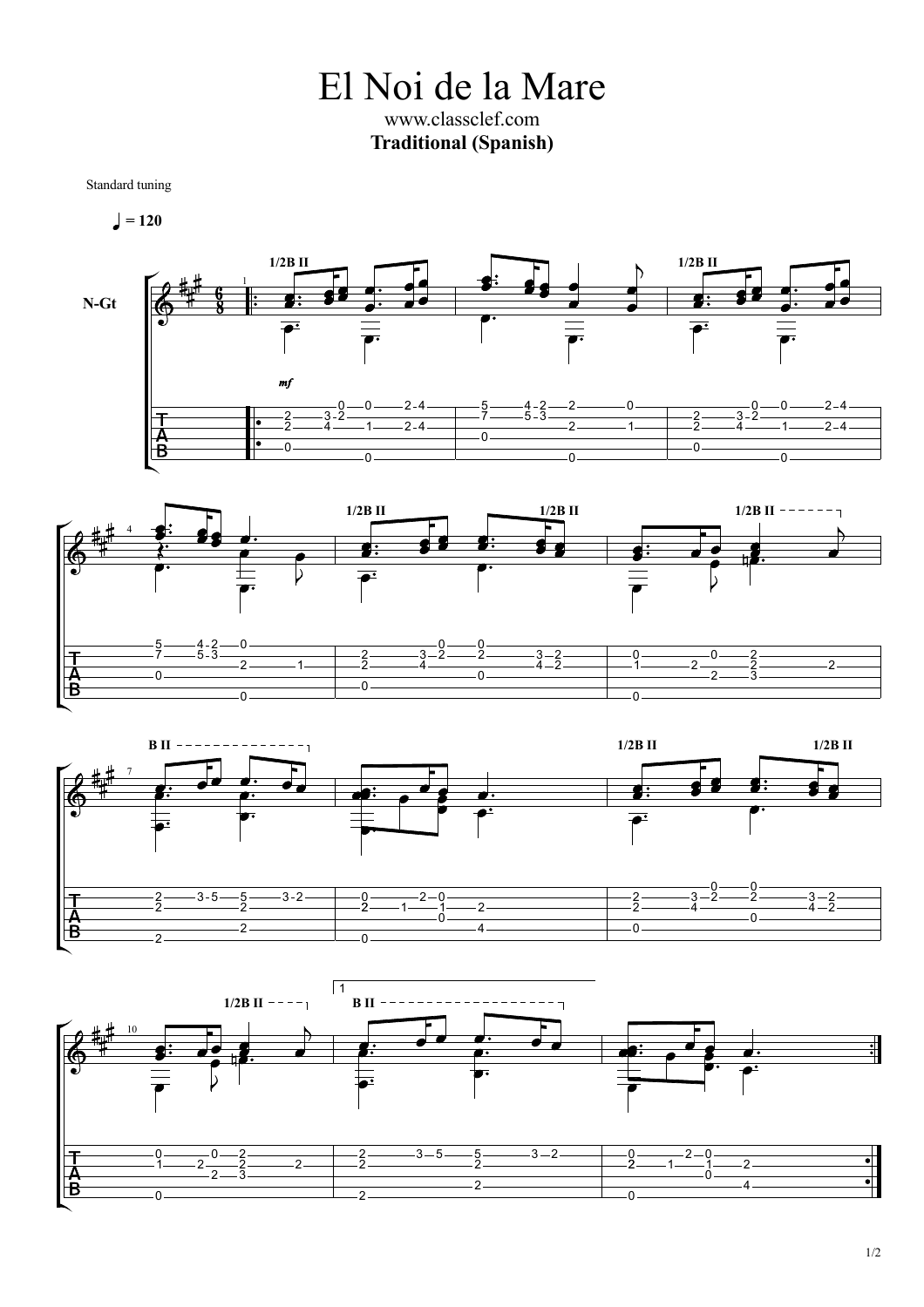# El Noi de la Mare

www.classclef.com

**Traditional (Spanish)**

Standard tuning

♩ = 120